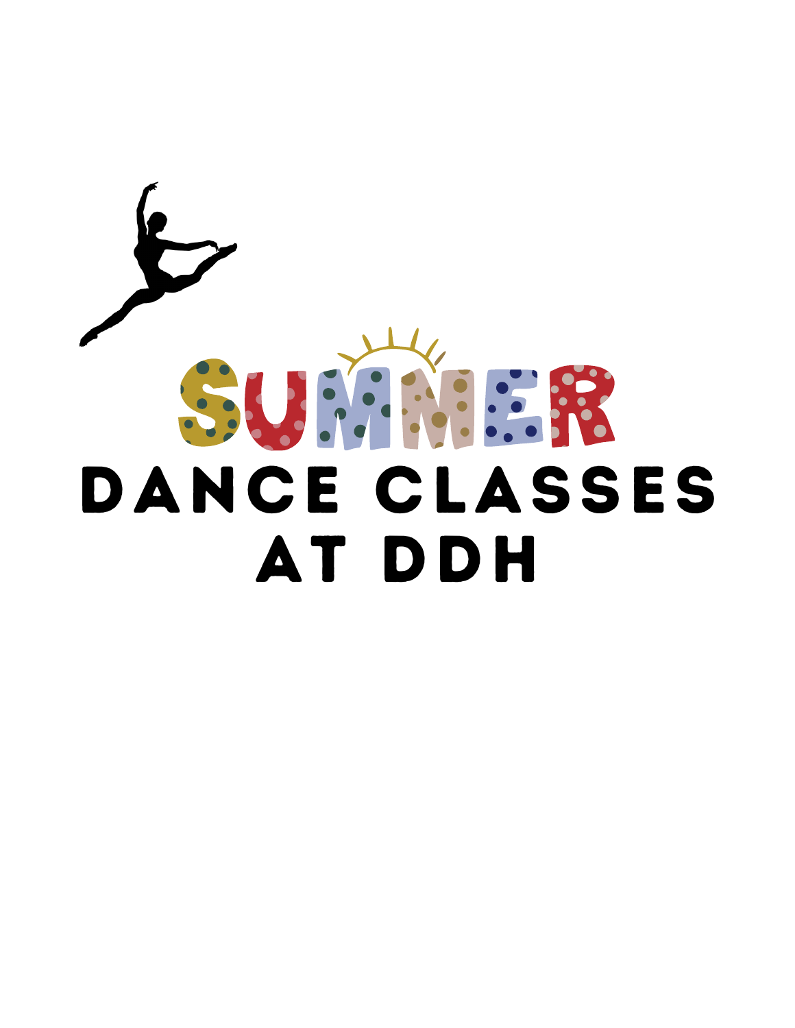# SUMMER

# DANCE CLASSES AT DDH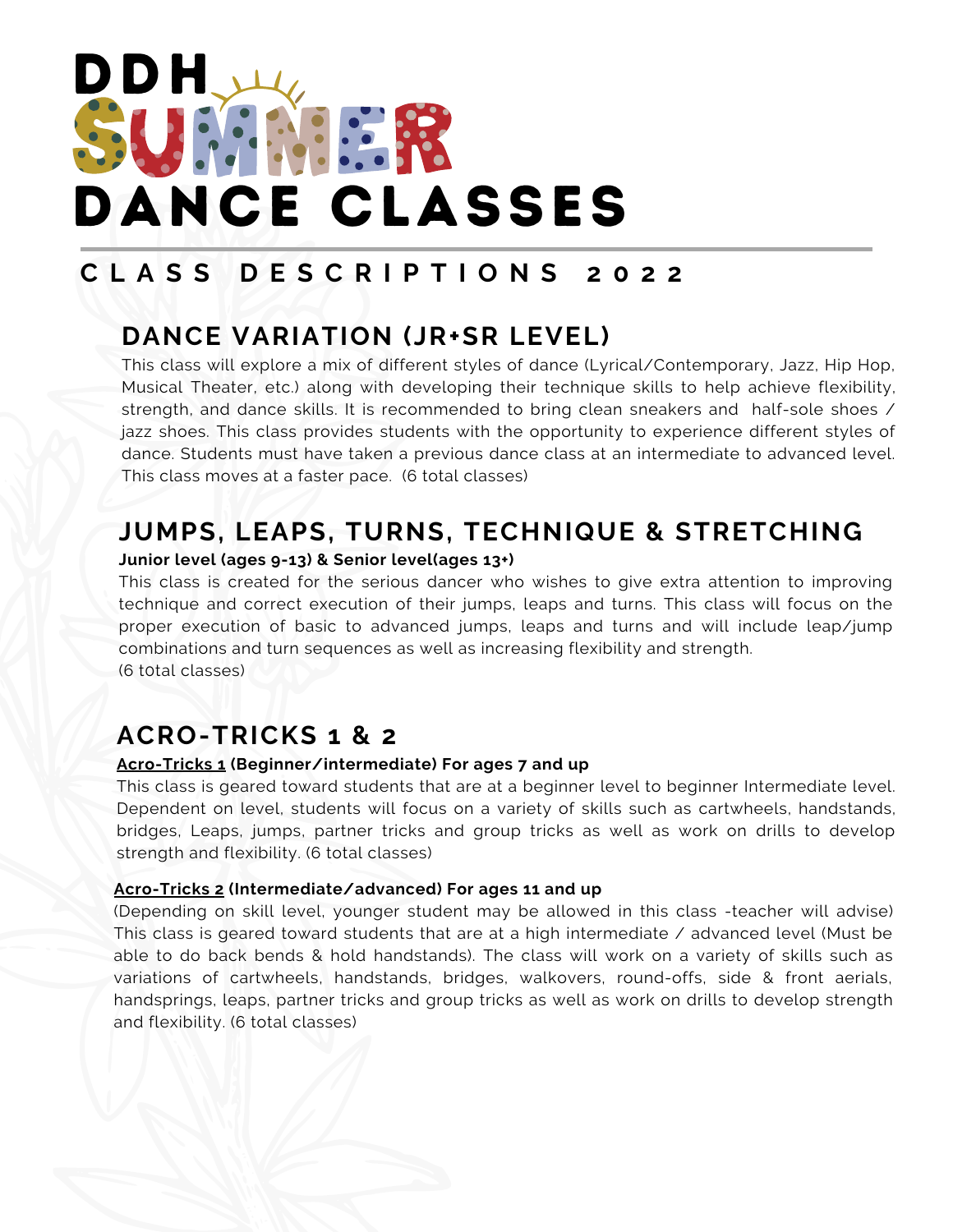# DDH SUMMER DANCE CLASSES

## CLASS DESCRIPTIONS 2022

### DANCE VARIATION (JR+SR LEVEL)

This class will explore a mix of different styles of dance (Lyrical/Contemporary, Jazz, Hip Hop, Musical Theater, etc.) along with developing their technique skills to help achieve flexibility, strength, and dance skills. It is recommended to bring clean sneakers and half-sole shoes / jazz shoes. This class provides students with the opportunity to experience different styles of dance. Students must have taken a previous dance class at an intermediate to advanced level. This class moves at a faster pace. (6 total classes)

### JUMPS, LEAPS, TURNS, TECHNIQUE & STRETCHING

**Junior level (ages 9-13) & Senior level(ages 13+)**

This class is created for the serious dancer who wishes to give extra attention to improving technique and correct execution of their jumps, leaps and turns. This class will focus on the proper execution of basic to advanced jumps, leaps and turns and will include leap/jump combinations and turn sequences as well as increasing flexibility and strength.
(6 total classes)

### ACRO-TRICKS 1 & 2

**Acro-Tricks 1 (Beginner/intermediate) For ages 7 and up**

This class is geared toward students that are at a beginner level to beginner Intermediate level. Dependent on level, students will focus on a variety of skills such as cartwheels, handstands, bridges, Leaps, jumps, partner tricks and group tricks as well as work on drills to develop strength and flexibility. (6 total classes)

**Acro-Tricks 2 (Intermediate/advanced) For ages 11 and up**

(Depending on skill level, younger student may be allowed in this class -teacher will advise) This class is geared toward students that are at a high intermediate / advanced level (Must be able to do back bends & hold handstands). The class will work on a variety of skills such as variations of cartwheels, handstands, bridges, walkovers, round-offs, side & front aerials, handsprings, leaps, partner tricks and group tricks as well as work on drills to develop strength and flexibility. (6 total classes)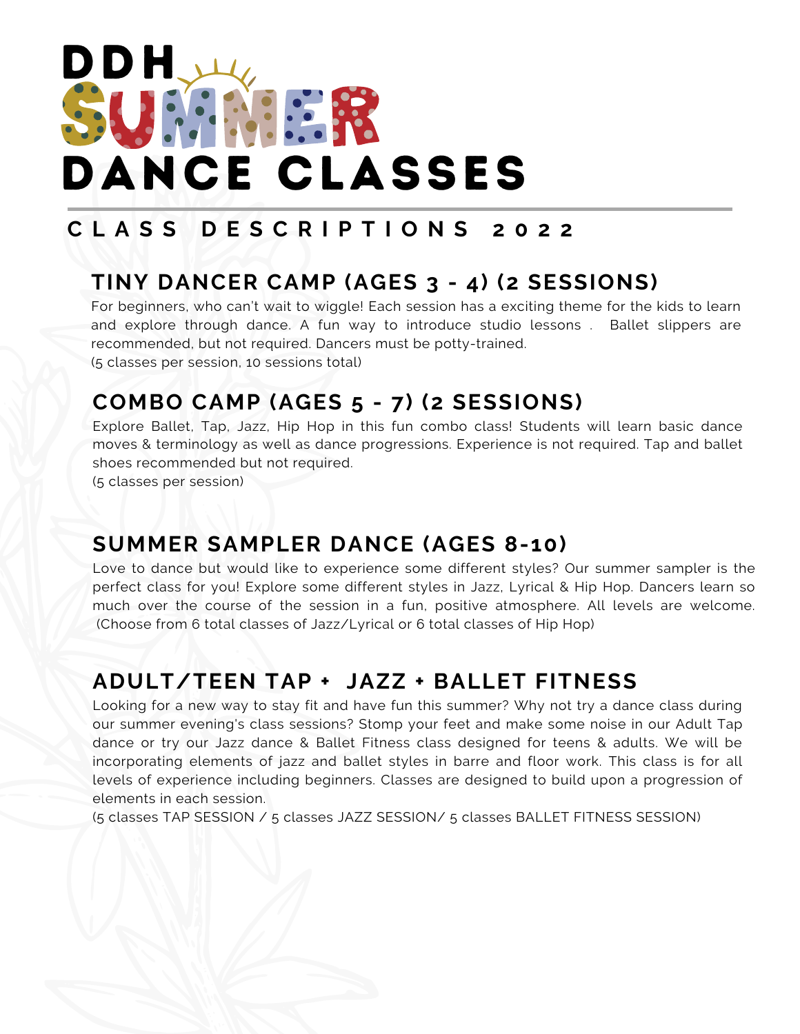# DDH SUMMER DANCE CLASSES

## CLASS DESCRIPTIONS 2022

### TINY DANCER CAMP (AGES 3 - 4) (2 SESSIONS)

For beginners, who can't wait to wiggle! Each session has a exciting theme for the kids to learn and explore through dance. A fun way to introduce studio lessons . Ballet slippers are recommended, but not required. Dancers must be potty-trained.
(5 classes per session, 10 sessions total)

### COMBO CAMP (AGES 5 - 7) (2 SESSIONS)

Explore Ballet, Tap, Jazz, Hip Hop in this fun combo class! Students will learn basic dance moves & terminology as well as dance progressions. Experience is not required. Tap and ballet shoes recommended but not required.
(5 classes per session)

### SUMMER SAMPLER DANCE (AGES 8-10)

Love to dance but would like to experience some different styles? Our summer sampler is the perfect class for you! Explore some different styles in Jazz, Lyrical & Hip Hop. Dancers learn so much over the course of the session in a fun, positive atmosphere. All levels are welcome. (Choose from 6 total classes of Jazz/Lyrical or 6 total classes of Hip Hop)

### ADULT/TEEN TAP + JAZZ + BALLET FITNESS

Looking for a new way to stay fit and have fun this summer? Why not try a dance class during our summer evening's class sessions? Stomp your feet and make some noise in our Adult Tap dance or try our Jazz dance & Ballet Fitness class designed for teens & adults. We will be incorporating elements of jazz and ballet styles in barre and floor work. This class is for all levels of experience including beginners. Classes are designed to build upon a progression of elements in each session.
(5 classes TAP SESSION / 5 classes JAZZ SESSION/ 5 classes BALLET FITNESS SESSION)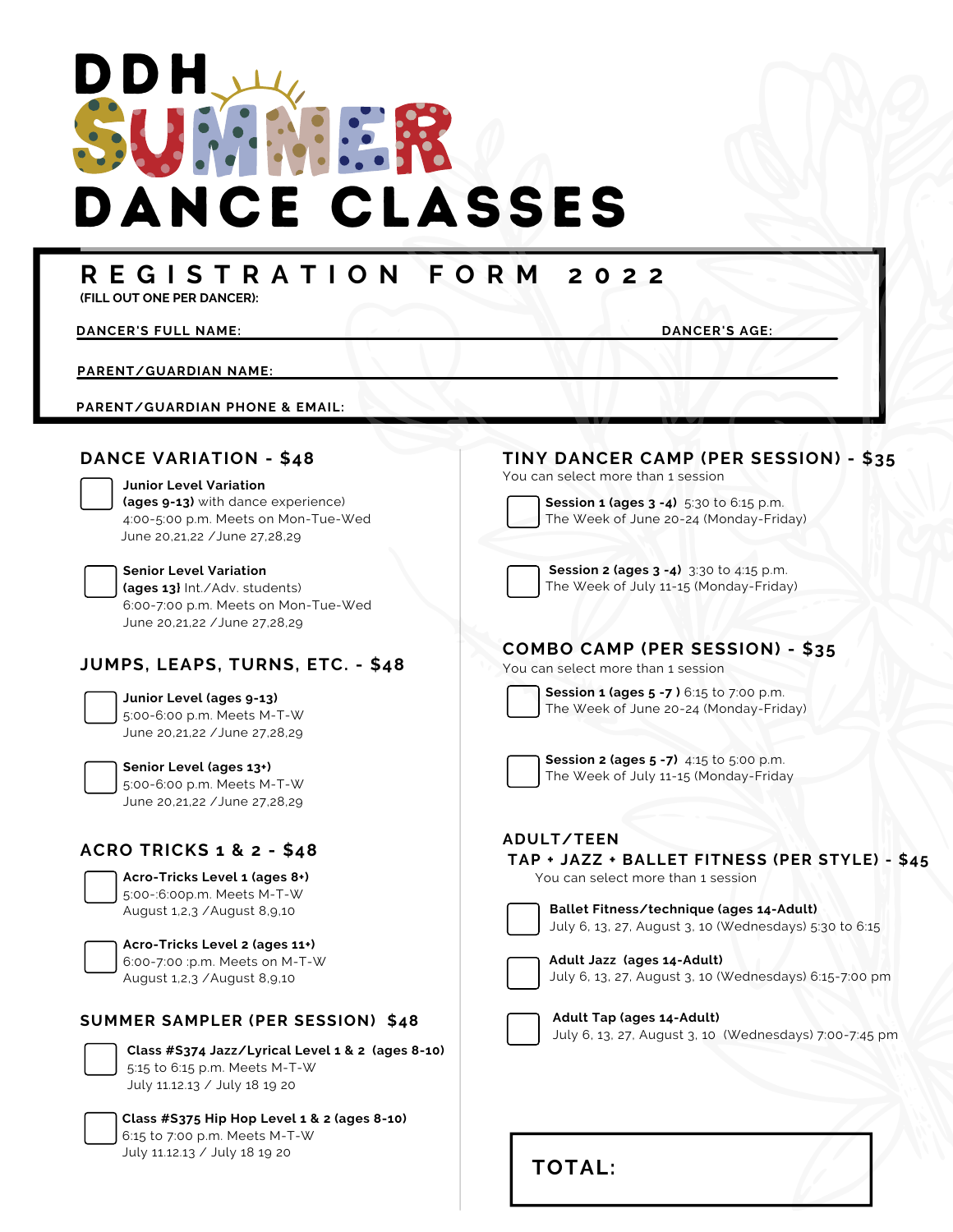# DDH SUMMER DANCE CLASSES

## REGISTRATION FORM 2022

**(FILL OUT ONE PER DANCER):**

DANCER'S FULL NAME: ______________________ DANCER'S AGE: ________

PARENT/GUARDIAN NAME: ______________________

PARENT/GUARDIAN PHONE & EMAIL: ______________________

### DANCE VARIATION - $48

☐ **Junior Level Variation (ages 9-13)** with dance experience)
4:00-5:00 p.m. Meets on Mon-Tue-Wed
June 20,21,22 /June 27,28,29

☐ **Senior Level Variation (ages 13}** Int./Adv. students)
6:00-7:00 p.m. Meets on Mon-Tue-Wed
June 20,21,22 /June 27,28,29

### JUMPS, LEAPS, TURNS, ETC. - $48

☐ **Junior Level (ages 9-13)**
5:00-6:00 p.m. Meets M-T-W
June 20,21,22 /June 27,28,29

☐ **Senior Level (ages 13+)**
5:00-6:00 p.m. Meets M-T-W
June 20,21,22 /June 27,28,29

### ACRO TRICKS 1 & 2 - $48

☐ **Acro-Tricks Level 1 (ages 8+)**
5:00-:6:00p.m. Meets M-T-W
August 1,2,3 /August 8,9,10

☐ **Acro-Tricks Level 2 (ages 11+)**
6:00-7:00 :p.m. Meets on M-T-W
August 1,2,3 /August 8,9,10

### SUMMER SAMPLER (PER SESSION) $48

☐ **Class #S374 Jazz/Lyrical Level 1 & 2 (ages 8-10)**
5:15 to 6:15 p.m. Meets M-T-W
July 11.12.13 / July 18 19 20

☐ **Class #S375 Hip Hop Level 1 & 2 (ages 8-10)**
6:15 to 7:00 p.m. Meets M-T-W
July 11.12.13 / July 18 19 20

### TINY DANCER CAMP (PER SESSION) - $35

You can select more than 1 session

☐ **Session 1 (ages 3 -4)** 5:30 to 6:15 p.m.
The Week of June 20-24 (Monday-Friday)

☐ **Session 2 (ages 3 -4)** 3:30 to 4:15 p.m.
The Week of July 11-15 (Monday-Friday)

### COMBO CAMP (PER SESSION) - $35

You can select more than 1 session

☐ **Session 1 (ages 5 -7 )** 6:15 to 7:00 p.m.
The Week of June 20-24 (Monday-Friday)

☐ **Session 2 (ages 5 -7)** 4:15 to 5:00 p.m.
The Week of July 11-15 (Monday-Friday

### ADULT/TEEN TAP + JAZZ + BALLET FITNESS (PER STYLE) - $45

You can select more than 1 session

☐ **Ballet Fitness/technique (ages 14-Adult)**
July 6, 13, 27, August 3, 10 (Wednesdays) 5:30 to 6:15

☐ **Adult Jazz (ages 14-Adult)**
July 6, 13, 27, August 3, 10 (Wednesdays) 6:15-7:00 pm

☐ **Adult Tap (ages 14-Adult)**
July 6, 13, 27, August 3, 10 (Wednesdays) 7:00-7:45 pm

**TOTAL:**